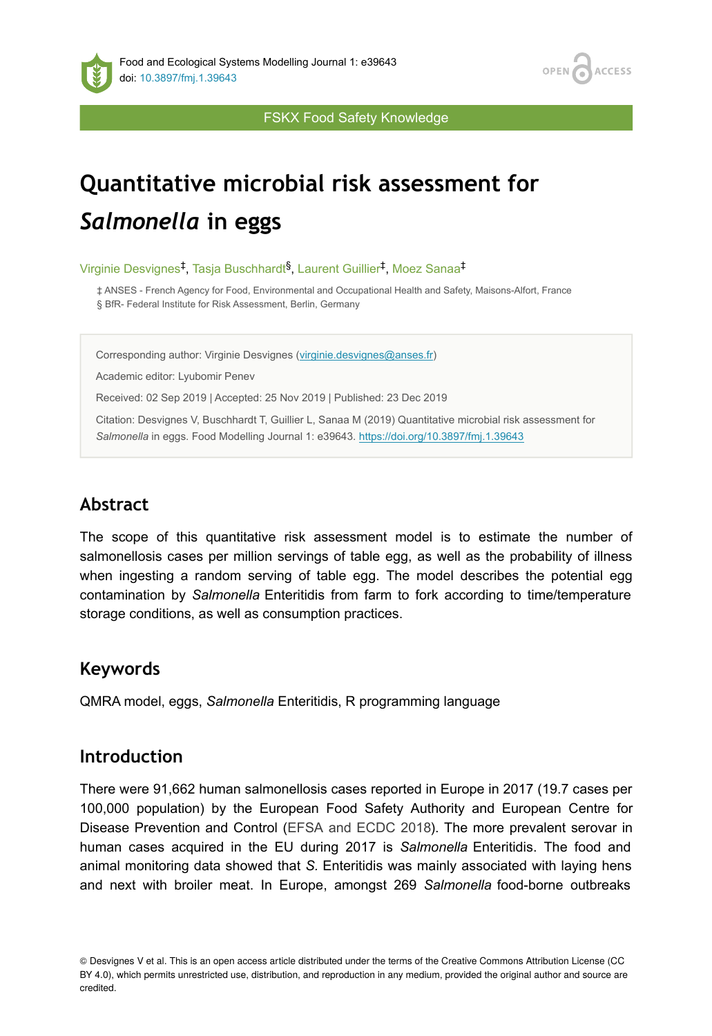Food and Ecological Systems Modelling Journal 1: e39643
doi: 10.3897/fmj.1.39643

FSKX Food Safety Knowledge

# Quantitative microbial risk assessment for *Salmonella* in eggs

Virginie Desvignes[‡], Tasja Buschhardt[§], Laurent Guillier[‡], Moez Sanaa[‡]

‡ ANSES - French Agency for Food, Environmental and Occupational Health and Safety, Maisons-Alfort, France
§ BfR- Federal Institute for Risk Assessment, Berlin, Germany

Corresponding author: Virginie Desvignes (virginie.desvignes@anses.fr)

Academic editor: Lyubomir Penev

Received: 02 Sep 2019 | Accepted: 25 Nov 2019 | Published: 23 Dec 2019

Citation: Desvignes V, Buschhardt T, Guillier L, Sanaa M (2019) Quantitative microbial risk assessment for *Salmonella* in eggs. Food Modelling Journal 1: e39643. https://doi.org/10.3897/fmj.1.39643

## Abstract

The scope of this quantitative risk assessment model is to estimate the number of salmonellosis cases per million servings of table egg, as well as the probability of illness when ingesting a random serving of table egg. The model describes the potential egg contamination by *Salmonella* Enteritidis from farm to fork according to time/temperature storage conditions, as well as consumption practices.

## Keywords

QMRA model, eggs, *Salmonella* Enteritidis, R programming language

## Introduction

There were 91,662 human salmonellosis cases reported in Europe in 2017 (19.7 cases per 100,000 population) by the European Food Safety Authority and European Centre for Disease Prevention and Control (EFSA and ECDC 2018). The more prevalent serovar in human cases acquired in the EU during 2017 is *Salmonella* Enteritidis. The food and animal monitoring data showed that *S.* Enteritidis was mainly associated with laying hens and next with broiler meat. In Europe, amongst 269 *Salmonella* food-borne outbreaks

© Desvignes V et al. This is an open access article distributed under the terms of the Creative Commons Attribution License (CC BY 4.0), which permits unrestricted use, distribution, and reproduction in any medium, provided the original author and source are credited.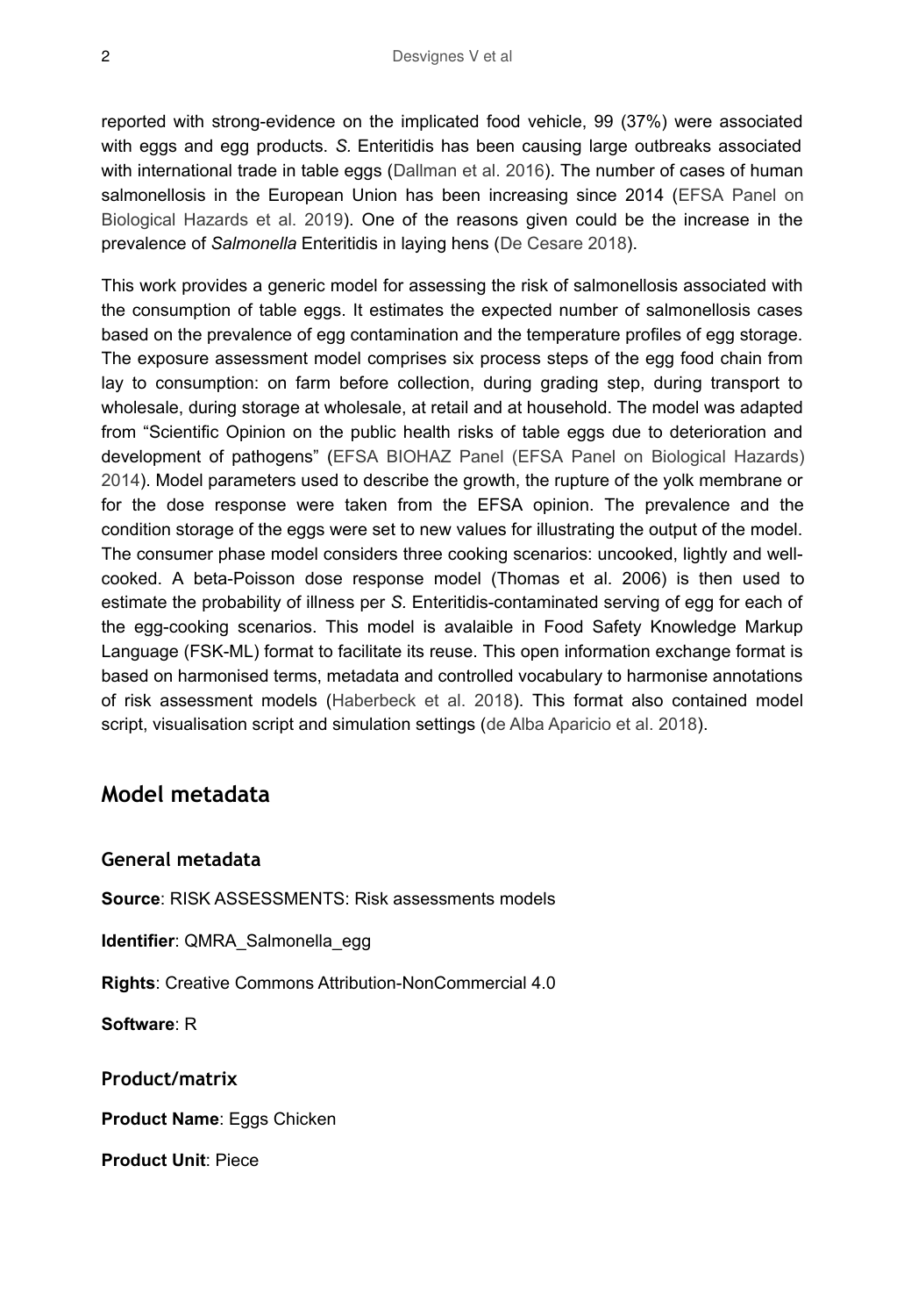reported with strong-evidence on the implicated food vehicle, 99 (37%) were associated with eggs and egg products. *S.* Enteritidis has been causing large outbreaks associated with international trade in table eggs (Dallman et al. 2016). The number of cases of human salmonellosis in the European Union has been increasing since 2014 (EFSA Panel on Biological Hazards et al. 2019). One of the reasons given could be the increase in the prevalence of *Salmonella* Enteritidis in laying hens (De Cesare 2018).

This work provides a generic model for assessing the risk of salmonellosis associated with the consumption of table eggs. It estimates the expected number of salmonellosis cases based on the prevalence of egg contamination and the temperature profiles of egg storage. The exposure assessment model comprises six process steps of the egg food chain from lay to consumption: on farm before collection, during grading step, during transport to wholesale, during storage at wholesale, at retail and at household. The model was adapted from "Scientific Opinion on the public health risks of table eggs due to deterioration and development of pathogens" (EFSA BIOHAZ Panel (EFSA Panel on Biological Hazards) 2014). Model parameters used to describe the growth, the rupture of the yolk membrane or for the dose response were taken from the EFSA opinion. The prevalence and the condition storage of the eggs were set to new values for illustrating the output of the model. The consumer phase model considers three cooking scenarios: uncooked, lightly and well-cooked. A beta-Poisson dose response model (Thomas et al. 2006) is then used to estimate the probability of illness per *S.* Enteritidis-contaminated serving of egg for each of the egg-cooking scenarios. This model is avalaible in Food Safety Knowledge Markup Language (FSK-ML) format to facilitate its reuse. This open information exchange format is based on harmonised terms, metadata and controlled vocabulary to harmonise annotations of risk assessment models (Haberbeck et al. 2018). This format also contained model script, visualisation script and simulation settings (de Alba Aparicio et al. 2018).

## Model metadata

### General metadata

**Source**: RISK ASSESSMENTS: Risk assessments models

**Identifier**: QMRA_Salmonella_egg

**Rights**: Creative Commons Attribution-NonCommercial 4.0

**Software**: R

### Product/matrix

**Product Name**: Eggs Chicken

**Product Unit**: Piece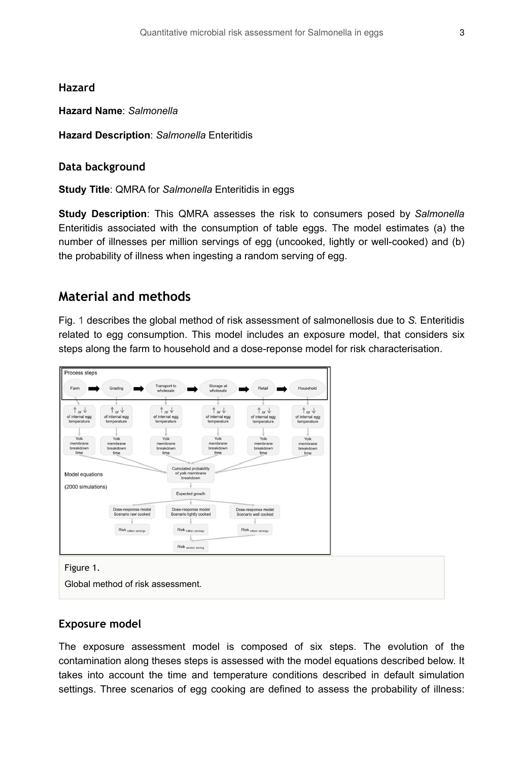### Hazard

**Hazard Name**: *Salmonella*

**Hazard Description**: *Salmonella* Enteritidis

### Data background

**Study Title**: QMRA for *Salmonella* Enteritidis in eggs

**Study Description**: This QMRA assesses the risk to consumers posed by *Salmonella* Enteritidis associated with the consumption of table eggs. The model estimates (a) the number of illnesses per million servings of egg (uncooked, lightly or well-cooked) and (b) the probability of illness when ingesting a random serving of egg.

## Material and methods

Fig. 1 describes the global method of risk assessment of salmonellosis due to *S.* Enteritidis related to egg consumption. This model includes an exposure model, that considers six steps along the farm to household and a dose-reponse model for risk characterisation.

Figure 1.

Global method of risk assessment.

### Exposure model

The exposure assessment model is composed of six steps. The evolution of the contamination along theses steps is assessed with the model equations described below. It takes into account the time and temperature conditions described in default simulation settings. Three scenarios of egg cooking are defined to assess the probability of illness: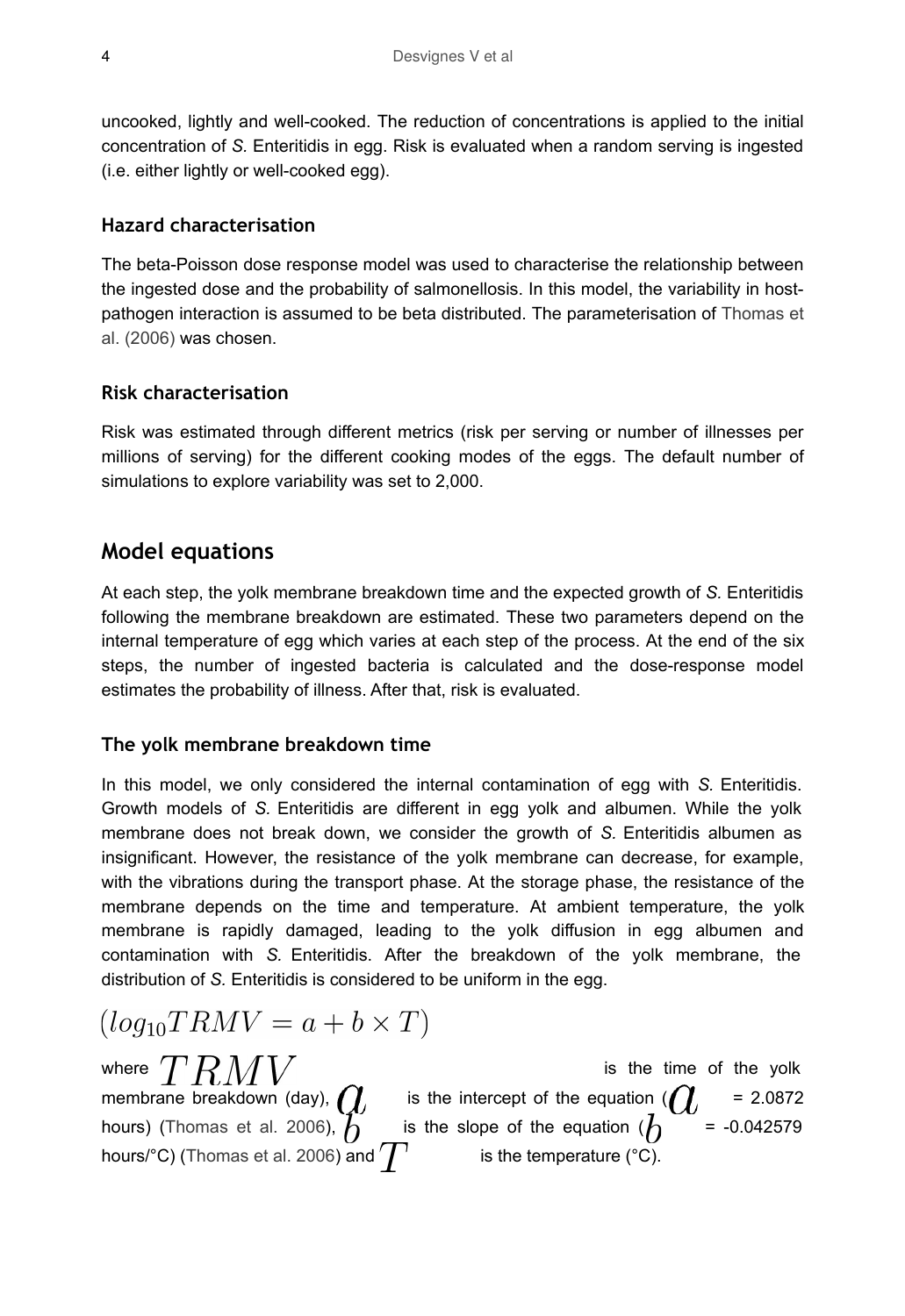uncooked, lightly and well-cooked. The reduction of concentrations is applied to the initial concentration of *S.* Enteritidis in egg. Risk is evaluated when a random serving is ingested (i.e. either lightly or well-cooked egg).

### Hazard characterisation

The beta-Poisson dose response model was used to characterise the relationship between the ingested dose and the probability of salmonellosis. In this model, the variability in host-pathogen interaction is assumed to be beta distributed. The parameterisation of Thomas et al. (2006) was chosen.

### Risk characterisation

Risk was estimated through different metrics (risk per serving or number of illnesses per millions of serving) for the different cooking modes of the eggs. The default number of simulations to explore variability was set to 2,000.

## Model equations

At each step, the yolk membrane breakdown time and the expected growth of *S.* Enteritidis following the membrane breakdown are estimated. These two parameters depend on the internal temperature of egg which varies at each step of the process. At the end of the six steps, the number of ingested bacteria is calculated and the dose-response model estimates the probability of illness. After that, risk is evaluated.

### The yolk membrane breakdown time

In this model, we only considered the internal contamination of egg with *S.* Enteritidis. Growth models of *S.* Enteritidis are different in egg yolk and albumen. While the yolk membrane does not break down, we consider the growth of *S.* Enteritidis albumen as insignificant. However, the resistance of the yolk membrane can decrease, for example, with the vibrations during the transport phase. At the storage phase, the resistance of the membrane depends on the time and temperature. At ambient temperature, the yolk membrane is rapidly damaged, leading to the yolk diffusion in egg albumen and contamination with *S.* Enteritidis. After the breakdown of the yolk membrane, the distribution of *S.* Enteritidis is considered to be uniform in the egg.

$$(log_{10}TRMV = a + b \times T)$$

where $TRMV$ is the time of the yolk membrane breakdown (day), $a$ is the intercept of the equation ($a$ = 2.0872 hours) (Thomas et al. 2006), $b$ is the slope of the equation ($b$ = -0.042579 hours/°C) (Thomas et al. 2006) and $T$ is the temperature (°C).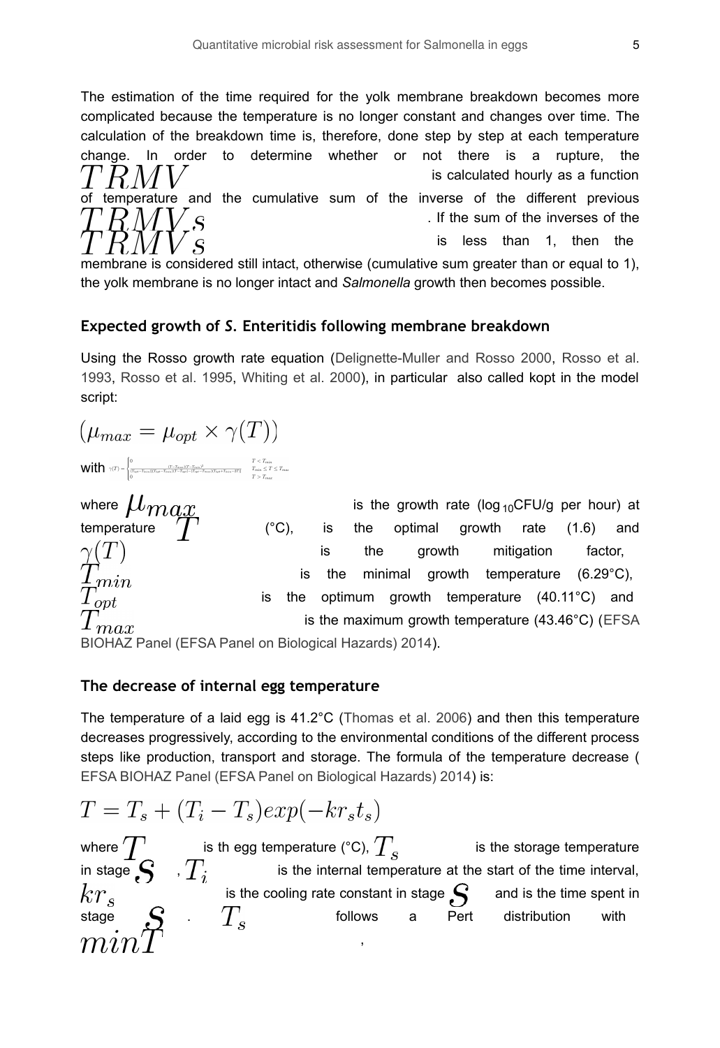The estimation of the time required for the yolk membrane breakdown becomes more complicated because the temperature is no longer constant and changes over time. The calculation of the breakdown time is, therefore, done step by step at each temperature change. In order to determine whether or not there is a rupture, the $TRMV$ is calculated hourly as a function of temperature and the cumulative sum of the inverse of the different previous $TRMVs$. If the sum of the inverses of the $TRMVs$ is less than 1, then the membrane is considered still intact, otherwise (cumulative sum greater than or equal to 1), the yolk membrane is no longer intact and *Salmonella* growth then becomes possible.

### Expected growth of *S.* Enteritidis following membrane breakdown

Using the Rosso growth rate equation (Delignette-Muller and Rosso 2000, Rosso et al. 1993, Rosso et al. 1995, Whiting et al. 2000), in particular also called kopt in the model script:

$$(\mu_{max} = \mu_{opt} \times \gamma(T))$$

with $\gamma(T) = \begin{cases} 0 & T < T_{min} \\ \frac{(T - T_{max})(T - T_{min})^2}{(T_{opt} - T_{min})[(T_{opt} - T_{min})(T - T_{opt}) - (T_{opt} - T_{max})(T_{opt} + T_{min} - 2T)]} & T_{min} \leq T \leq T_{max} \\ 0 & T > T_{max} \end{cases}$

where $\mu_{max}$ is the growth rate ($log_{10}$CFU/g per hour) at temperature $T$ (°C), is the optimal growth rate (1.6) and $\gamma(T)$ is the growth mitigation factor, $T_{min}$ is the minimal growth temperature (6.29°C), $T_{opt}$ is the optimum growth temperature (40.11°C) and $T_{max}$ is the maximum growth temperature (43.46°C) (EFSA BIOHAZ Panel (EFSA Panel on Biological Hazards) 2014).

### The decrease of internal egg temperature

The temperature of a laid egg is 41.2°C (Thomas et al. 2006) and then this temperature decreases progressively, according to the environmental conditions of the different process steps like production, transport and storage. The formula of the temperature decrease (EFSA BIOHAZ Panel (EFSA Panel on Biological Hazards) 2014) is:

$$T = T_s + (T_i - T_s)exp(-kr_s t_s)$$

where $T$ is th egg temperature (°C), $T_s$ is the storage temperature in stage $S$, $T_i$ is the internal temperature at the start of the time interval, $kr_s$ is the cooling rate constant in stage $S$ and is the time spent in stage $S$. $T_s$ follows a Pert distribution with $minT$,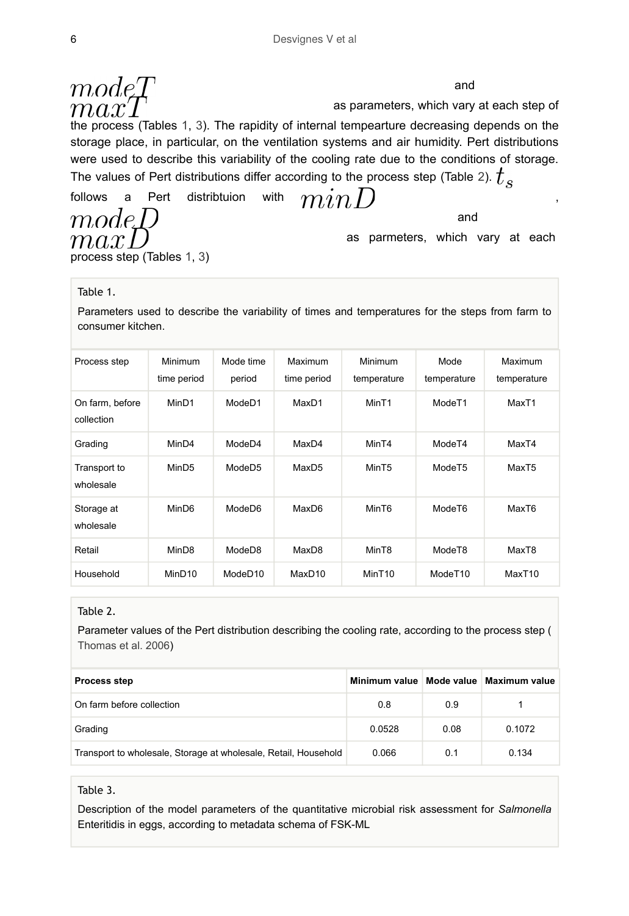$modeT$ and $maxT$ as parameters, which vary at each step of the process (Tables 1, 3). The rapidity of internal tempearture decreasing depends on the storage place, in particular, on the ventilation systems and air humidity. Pert distributions were used to describe this variability of the cooling rate due to the conditions of storage. The values of Pert distributions differ according to the process step (Table 2). $t_s$ follows a Pert distribtuion with $minD$, $modeD$ and $maxD$ as parmeters, which vary at each process step (Tables 1, 3)

Table 1.

Parameters used to describe the variability of times and temperatures for the steps from farm to consumer kitchen.

| Process step | Minimum time period | Mode time period | Maximum time period | Minimum temperature | Mode temperature | Maximum temperature |
|---|---|---|---|---|---|---|
| On farm, before collection | MinD1 | ModeD1 | MaxD1 | MinT1 | ModeT1 | MaxT1 |
| Grading | MinD4 | ModeD4 | MaxD4 | MinT4 | ModeT4 | MaxT4 |
| Transport to wholesale | MinD5 | ModeD5 | MaxD5 | MinT5 | ModeT5 | MaxT5 |
| Storage at wholesale | MinD6 | ModeD6 | MaxD6 | MinT6 | ModeT6 | MaxT6 |
| Retail | MinD8 | ModeD8 | MaxD8 | MinT8 | ModeT8 | MaxT8 |
| Household | MinD10 | ModeD10 | MaxD10 | MinT10 | ModeT10 | MaxT10 |

Table 2.

Parameter values of the Pert distribution describing the cooling rate, according to the process step ( Thomas et al. 2006)

| **Process step** | **Minimum value** | **Mode value** | **Maximum value** |
|---|---|---|---|
| On farm before collection | 0.8 | 0.9 | 1 |
| Grading | 0.0528 | 0.08 | 0.1072 |
| Transport to wholesale, Storage at wholesale, Retail, Household | 0.066 | 0.1 | 0.134 |

Table 3.

Description of the model parameters of the quantitative microbial risk assessment for *Salmonella* Enteritidis in eggs, according to metadata schema of FSK-ML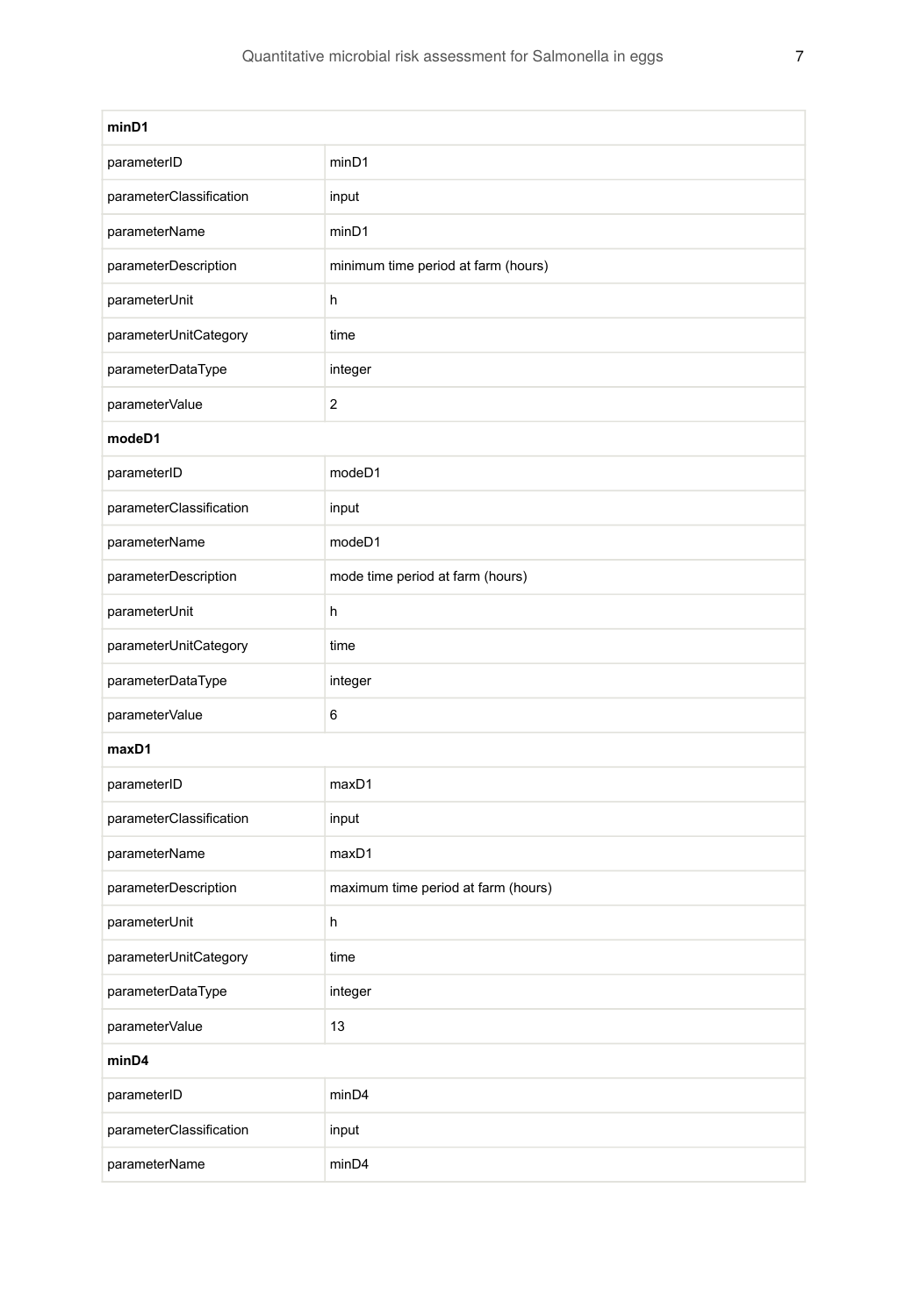| minD1 | |
|---|---|
| parameterID | minD1 |
| parameterClassification | input |
| parameterName | minD1 |
| parameterDescription | minimum time period at farm (hours) |
| parameterUnit | h |
| parameterUnitCategory | time |
| parameterDataType | integer |
| parameterValue | 2 |
| **modeD1** | |
| parameterID | modeD1 |
| parameterClassification | input |
| parameterName | modeD1 |
| parameterDescription | mode time period at farm (hours) |
| parameterUnit | h |
| parameterUnitCategory | time |
| parameterDataType | integer |
| parameterValue | 6 |
| **maxD1** | |
| parameterID | maxD1 |
| parameterClassification | input |
| parameterName | maxD1 |
| parameterDescription | maximum time period at farm (hours) |
| parameterUnit | h |
| parameterUnitCategory | time |
| parameterDataType | integer |
| parameterValue | 13 |
| **minD4** | |
| parameterID | minD4 |
| parameterClassification | input |
| parameterName | minD4 |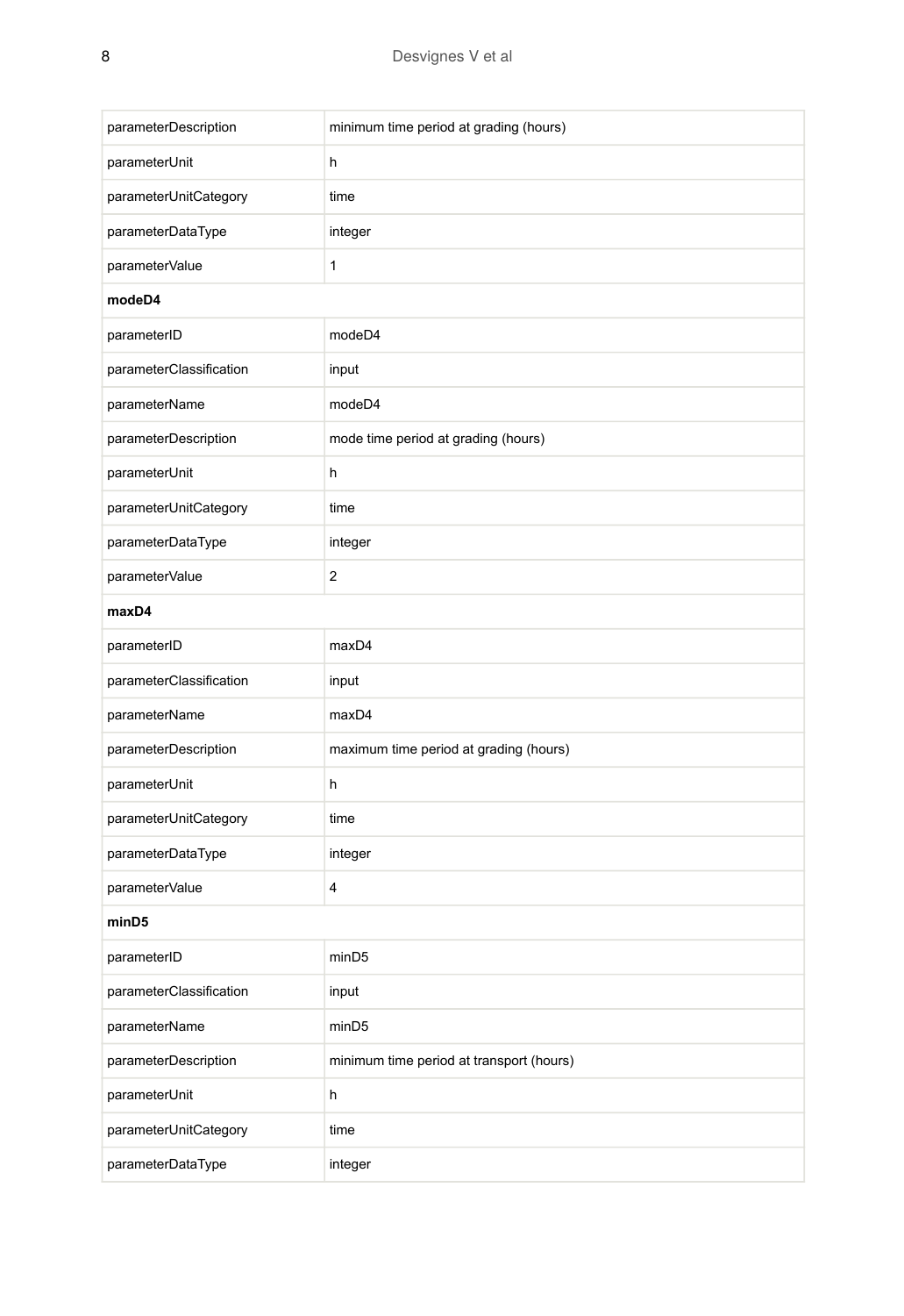| | |
|---|---|
| parameterDescription | minimum time period at grading (hours) |
| parameterUnit | h |
| parameterUnitCategory | time |
| parameterDataType | integer |
| parameterValue | 1 |
| **modeD4** | |
| parameterID | modeD4 |
| parameterClassification | input |
| parameterName | modeD4 |
| parameterDescription | mode time period at grading (hours) |
| parameterUnit | h |
| parameterUnitCategory | time |
| parameterDataType | integer |
| parameterValue | 2 |
| **maxD4** | |
| parameterID | maxD4 |
| parameterClassification | input |
| parameterName | maxD4 |
| parameterDescription | maximum time period at grading (hours) |
| parameterUnit | h |
| parameterUnitCategory | time |
| parameterDataType | integer |
| parameterValue | 4 |
| **minD5** | |
| parameterID | minD5 |
| parameterClassification | input |
| parameterName | minD5 |
| parameterDescription | minimum time period at transport (hours) |
| parameterUnit | h |
| parameterUnitCategory | time |
| parameterDataType | integer |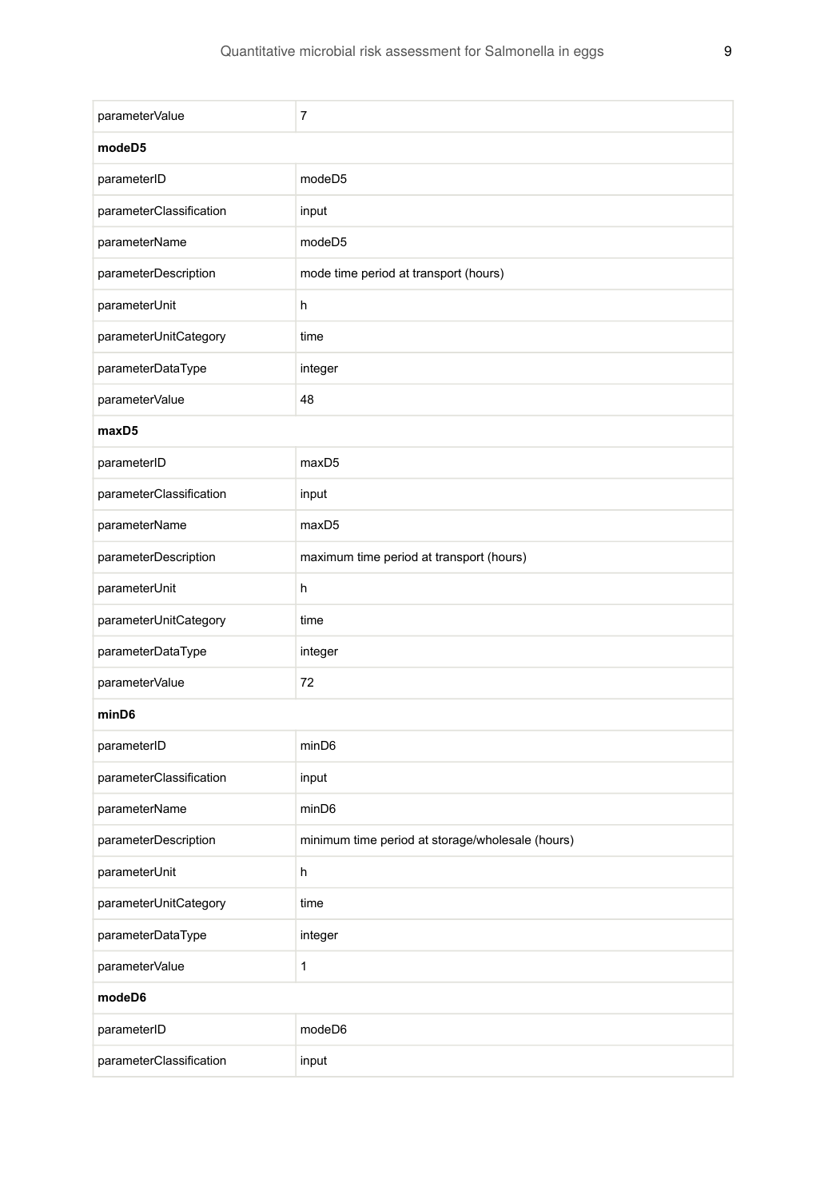| parameterValue | 7 |
|---|---|
| **modeD5** | |
| parameterID | modeD5 |
| parameterClassification | input |
| parameterName | modeD5 |
| parameterDescription | mode time period at transport (hours) |
| parameterUnit | h |
| parameterUnitCategory | time |
| parameterDataType | integer |
| parameterValue | 48 |
| **maxD5** | |
| parameterID | maxD5 |
| parameterClassification | input |
| parameterName | maxD5 |
| parameterDescription | maximum time period at transport (hours) |
| parameterUnit | h |
| parameterUnitCategory | time |
| parameterDataType | integer |
| parameterValue | 72 |
| **minD6** | |
| parameterID | minD6 |
| parameterClassification | input |
| parameterName | minD6 |
| parameterDescription | minimum time period at storage/wholesale (hours) |
| parameterUnit | h |
| parameterUnitCategory | time |
| parameterDataType | integer |
| parameterValue | 1 |
| **modeD6** | |
| parameterID | modeD6 |
| parameterClassification | input |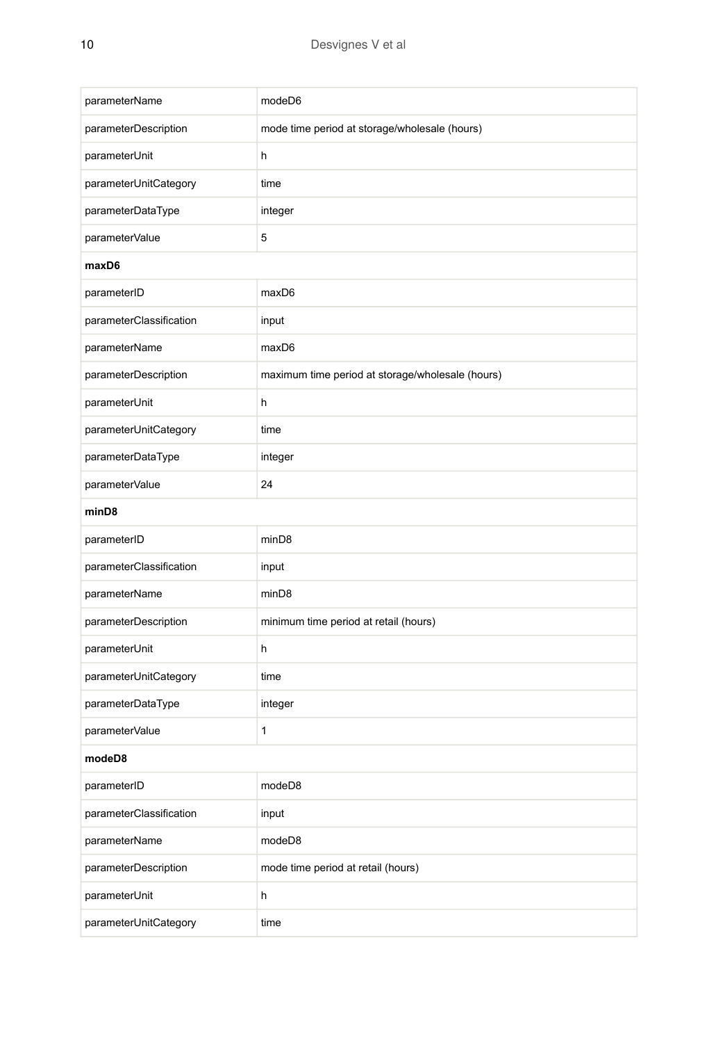| | |
|---|---|
| parameterName | modeD6 |
| parameterDescription | mode time period at storage/wholesale (hours) |
| parameterUnit | h |
| parameterUnitCategory | time |
| parameterDataType | integer |
| parameterValue | 5 |
| **maxD6** | |
| parameterID | maxD6 |
| parameterClassification | input |
| parameterName | maxD6 |
| parameterDescription | maximum time period at storage/wholesale (hours) |
| parameterUnit | h |
| parameterUnitCategory | time |
| parameterDataType | integer |
| parameterValue | 24 |
| **minD8** | |
| parameterID | minD8 |
| parameterClassification | input |
| parameterName | minD8 |
| parameterDescription | minimum time period at retail (hours) |
| parameterUnit | h |
| parameterUnitCategory | time |
| parameterDataType | integer |
| parameterValue | 1 |
| **modeD8** | |
| parameterID | modeD8 |
| parameterClassification | input |
| parameterName | modeD8 |
| parameterDescription | mode time period at retail (hours) |
| parameterUnit | h |
| parameterUnitCategory | time |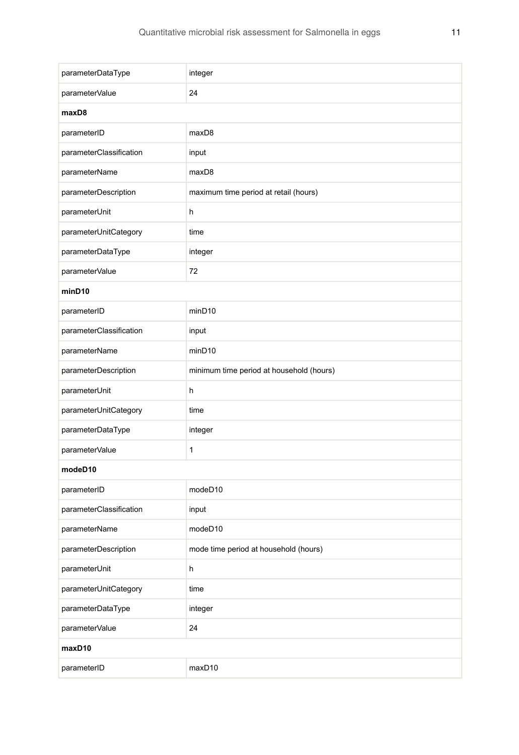| | |
|---|---|
| parameterDataType | integer |
| parameterValue | 24 |
| **maxD8** | |
| parameterID | maxD8 |
| parameterClassification | input |
| parameterName | maxD8 |
| parameterDescription | maximum time period at retail (hours) |
| parameterUnit | h |
| parameterUnitCategory | time |
| parameterDataType | integer |
| parameterValue | 72 |
| **minD10** | |
| parameterID | minD10 |
| parameterClassification | input |
| parameterName | minD10 |
| parameterDescription | minimum time period at household (hours) |
| parameterUnit | h |
| parameterUnitCategory | time |
| parameterDataType | integer |
| parameterValue | 1 |
| **modeD10** | |
| parameterID | modeD10 |
| parameterClassification | input |
| parameterName | modeD10 |
| parameterDescription | mode time period at household (hours) |
| parameterUnit | h |
| parameterUnitCategory | time |
| parameterDataType | integer |
| parameterValue | 24 |
| **maxD10** | |
| parameterID | maxD10 |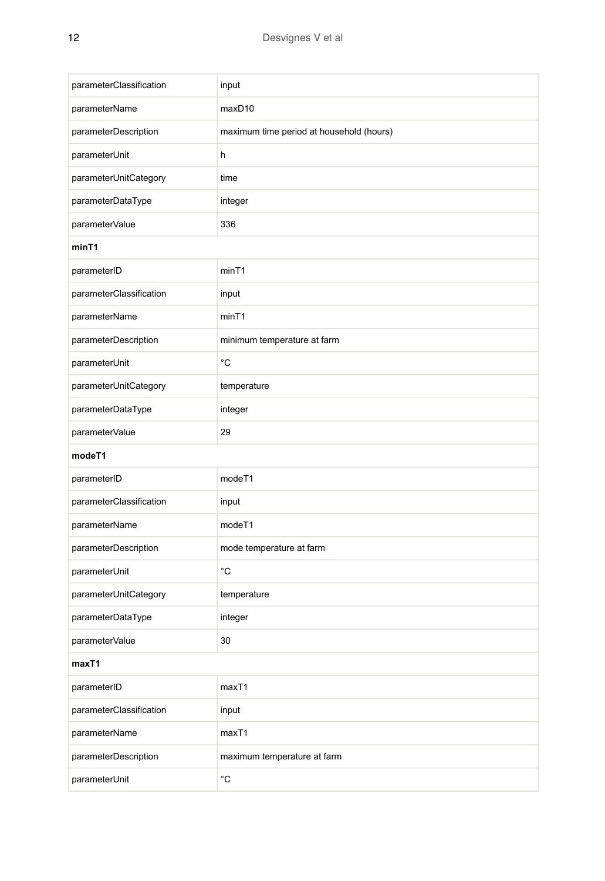| | |
|---|---|
| parameterClassification | input |
| parameterName | maxD10 |
| parameterDescription | maximum time period at household (hours) |
| parameterUnit | h |
| parameterUnitCategory | time |
| parameterDataType | integer |
| parameterValue | 336 |
| **minT1** | |
| parameterID | minT1 |
| parameterClassification | input |
| parameterName | minT1 |
| parameterDescription | minimum temperature at farm |
| parameterUnit | °C |
| parameterUnitCategory | temperature |
| parameterDataType | integer |
| parameterValue | 29 |
| **modeT1** | |
| parameterID | modeT1 |
| parameterClassification | input |
| parameterName | modeT1 |
| parameterDescription | mode temperature at farm |
| parameterUnit | °C |
| parameterUnitCategory | temperature |
| parameterDataType | integer |
| parameterValue | 30 |
| **maxT1** | |
| parameterID | maxT1 |
| parameterClassification | input |
| parameterName | maxT1 |
| parameterDescription | maximum temperature at farm |
| parameterUnit | °C |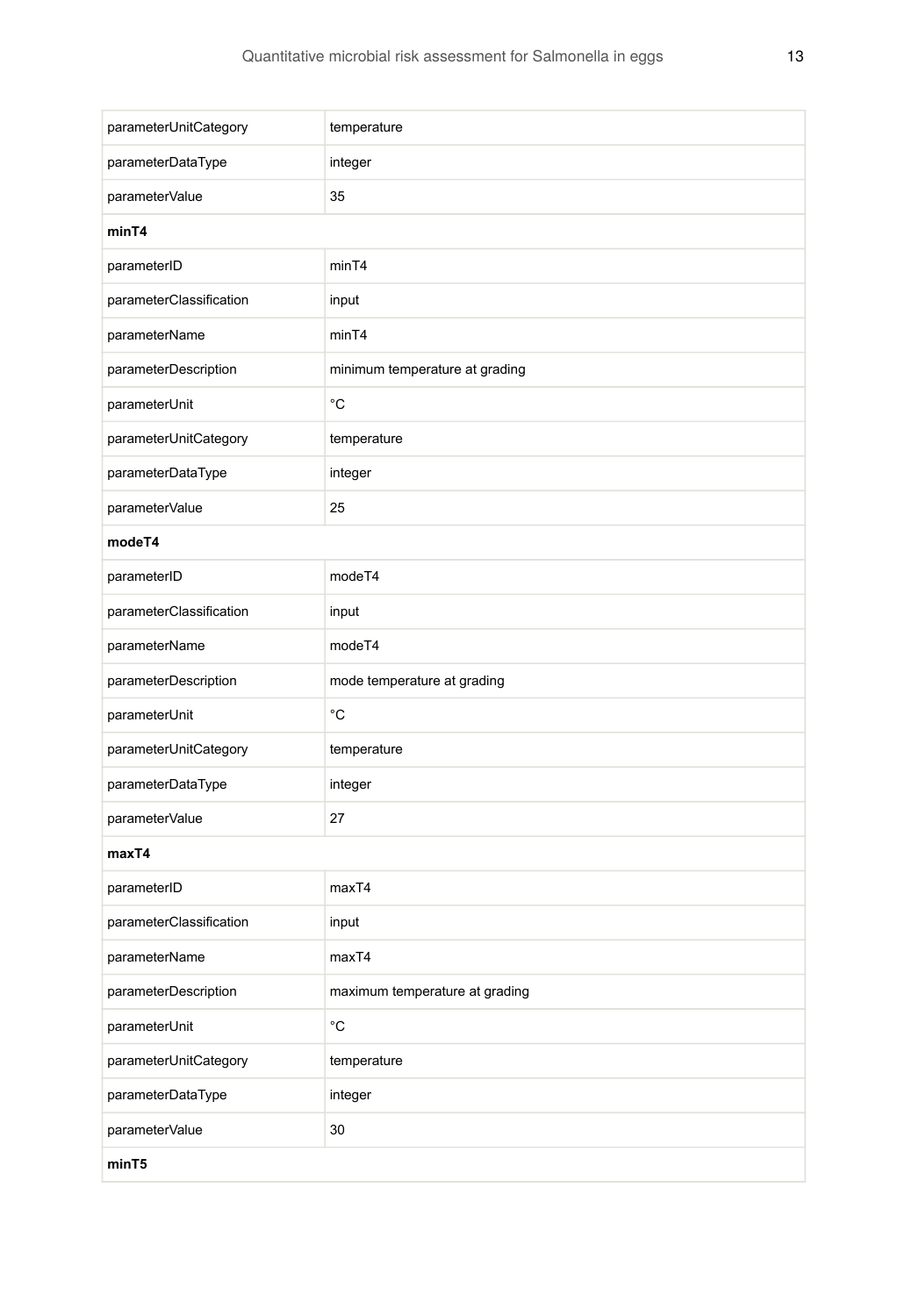| | |
|---|---|
| parameterUnitCategory | temperature |
| parameterDataType | integer |
| parameterValue | 35 |
| **minT4** | |
| parameterID | minT4 |
| parameterClassification | input |
| parameterName | minT4 |
| parameterDescription | minimum temperature at grading |
| parameterUnit | °C |
| parameterUnitCategory | temperature |
| parameterDataType | integer |
| parameterValue | 25 |
| **modeT4** | |
| parameterID | modeT4 |
| parameterClassification | input |
| parameterName | modeT4 |
| parameterDescription | mode temperature at grading |
| parameterUnit | °C |
| parameterUnitCategory | temperature |
| parameterDataType | integer |
| parameterValue | 27 |
| **maxT4** | |
| parameterID | maxT4 |
| parameterClassification | input |
| parameterName | maxT4 |
| parameterDescription | maximum temperature at grading |
| parameterUnit | °C |
| parameterUnitCategory | temperature |
| parameterDataType | integer |
| parameterValue | 30 |
| **minT5** | |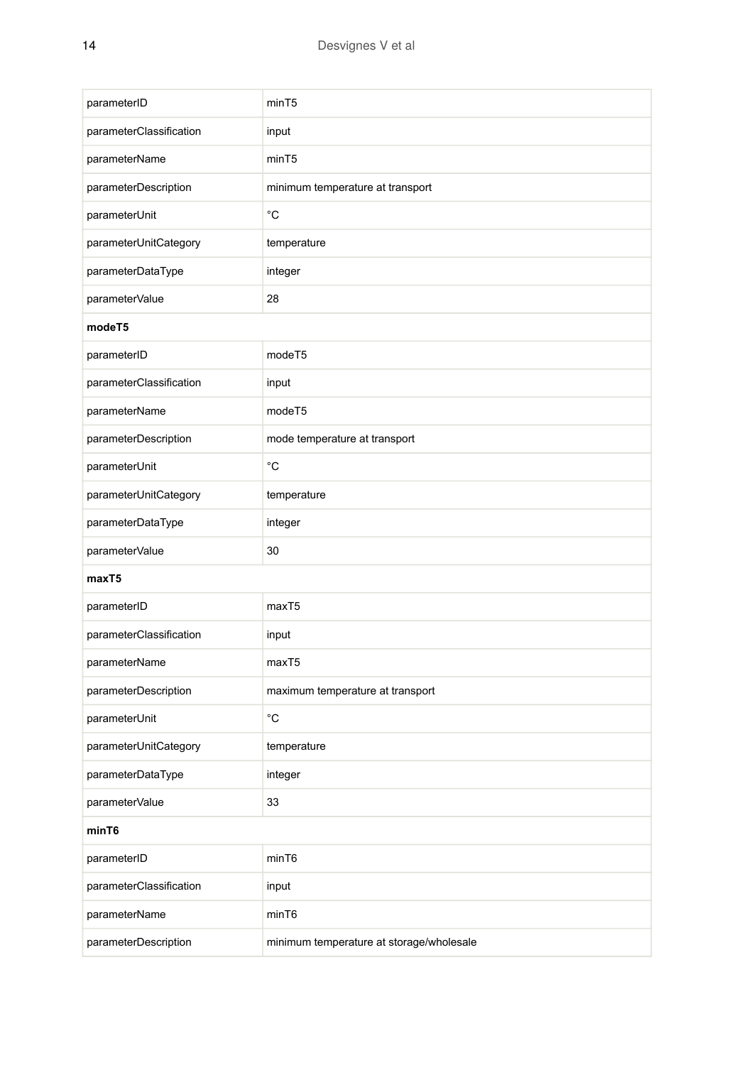| | |
|---|---|
| parameterID | minT5 |
| parameterClassification | input |
| parameterName | minT5 |
| parameterDescription | minimum temperature at transport |
| parameterUnit | °C |
| parameterUnitCategory | temperature |
| parameterDataType | integer |
| parameterValue | 28 |
| **modeT5** | |
| parameterID | modeT5 |
| parameterClassification | input |
| parameterName | modeT5 |
| parameterDescription | mode temperature at transport |
| parameterUnit | °C |
| parameterUnitCategory | temperature |
| parameterDataType | integer |
| parameterValue | 30 |
| **maxT5** | |
| parameterID | maxT5 |
| parameterClassification | input |
| parameterName | maxT5 |
| parameterDescription | maximum temperature at transport |
| parameterUnit | °C |
| parameterUnitCategory | temperature |
| parameterDataType | integer |
| parameterValue | 33 |
| **minT6** | |
| parameterID | minT6 |
| parameterClassification | input |
| parameterName | minT6 |
| parameterDescription | minimum temperature at storage/wholesale |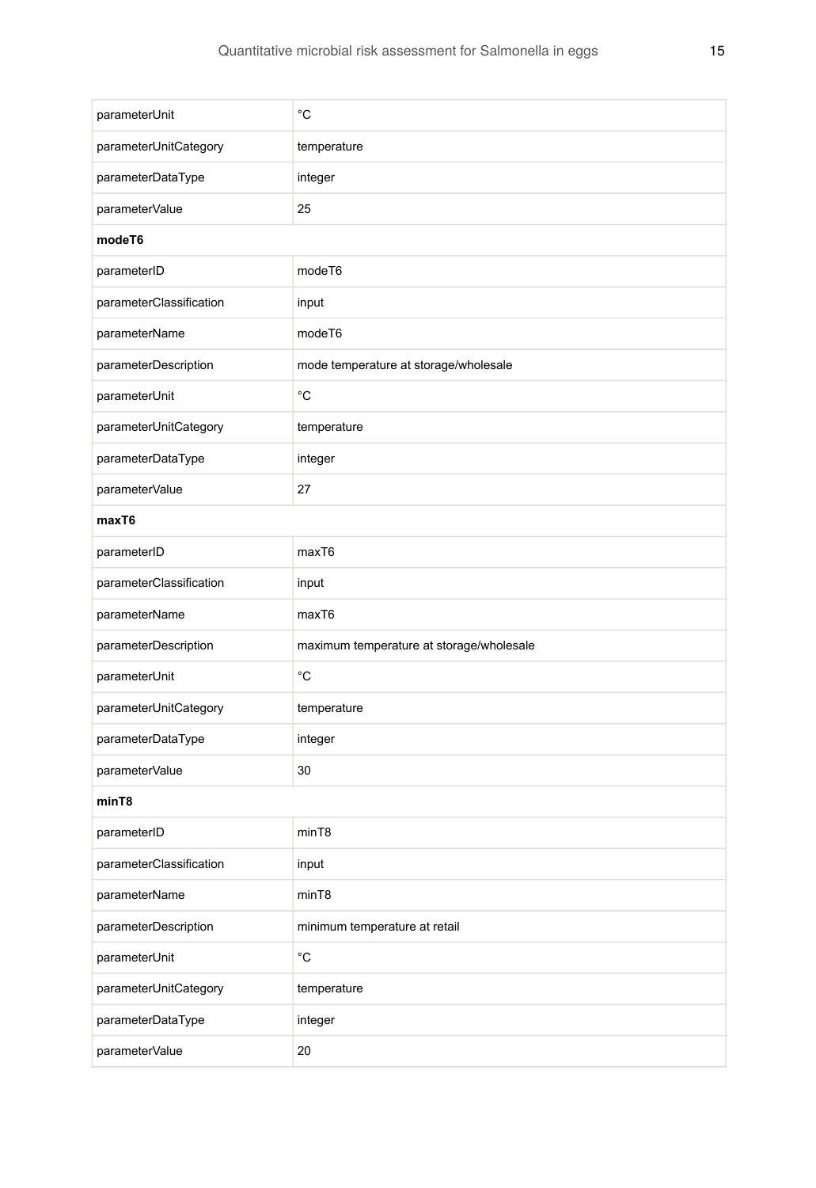| | |
|---|---|
| parameterUnit | °C |
| parameterUnitCategory | temperature |
| parameterDataType | integer |
| parameterValue | 25 |
| **modeT6** | |
| parameterID | modeT6 |
| parameterClassification | input |
| parameterName | modeT6 |
| parameterDescription | mode temperature at storage/wholesale |
| parameterUnit | °C |
| parameterUnitCategory | temperature |
| parameterDataType | integer |
| parameterValue | 27 |
| **maxT6** | |
| parameterID | maxT6 |
| parameterClassification | input |
| parameterName | maxT6 |
| parameterDescription | maximum temperature at storage/wholesale |
| parameterUnit | °C |
| parameterUnitCategory | temperature |
| parameterDataType | integer |
| parameterValue | 30 |
| **minT8** | |
| parameterID | minT8 |
| parameterClassification | input |
| parameterName | minT8 |
| parameterDescription | minimum temperature at retail |
| parameterUnit | °C |
| parameterUnitCategory | temperature |
| parameterDataType | integer |
| parameterValue | 20 |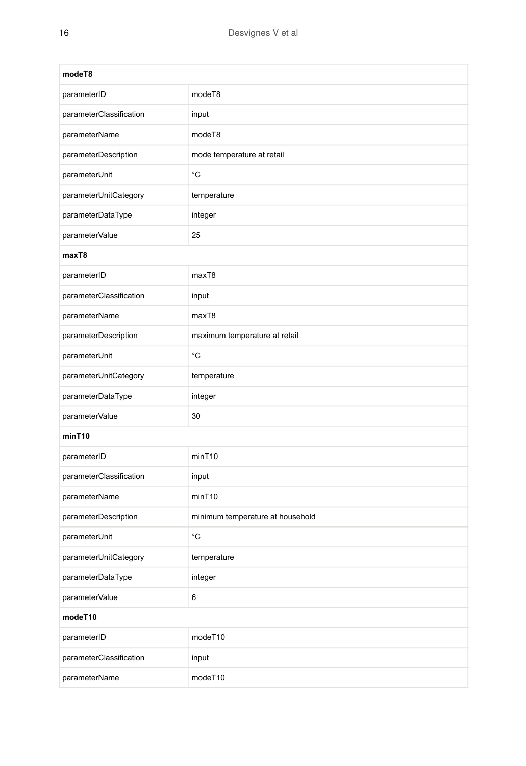| **modeT8** | |
|---|---|
| parameterID | modeT8 |
| parameterClassification | input |
| parameterName | modeT8 |
| parameterDescription | mode temperature at retail |
| parameterUnit | °C |
| parameterUnitCategory | temperature |
| parameterDataType | integer |
| parameterValue | 25 |
| **maxT8** | |
| parameterID | maxT8 |
| parameterClassification | input |
| parameterName | maxT8 |
| parameterDescription | maximum temperature at retail |
| parameterUnit | °C |
| parameterUnitCategory | temperature |
| parameterDataType | integer |
| parameterValue | 30 |
| **minT10** | |
| parameterID | minT10 |
| parameterClassification | input |
| parameterName | minT10 |
| parameterDescription | minimum temperature at household |
| parameterUnit | °C |
| parameterUnitCategory | temperature |
| parameterDataType | integer |
| parameterValue | 6 |
| **modeT10** | |
| parameterID | modeT10 |
| parameterClassification | input |
| parameterName | modeT10 |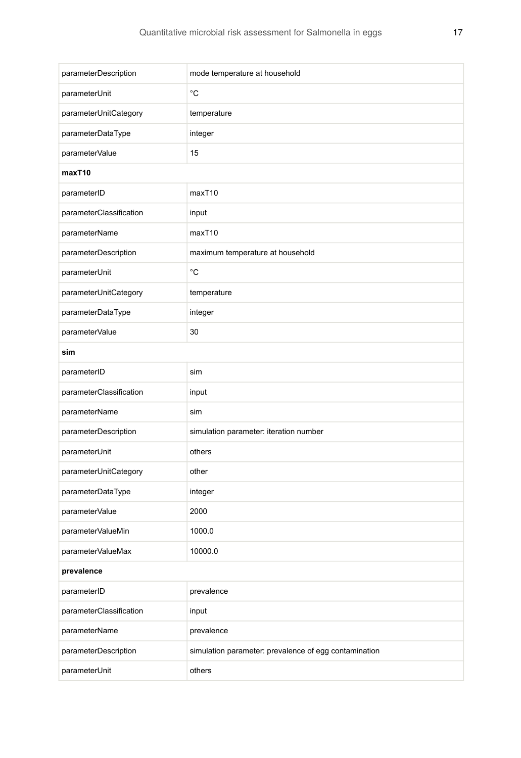| | |
|---|---|
| parameterDescription | mode temperature at household |
| parameterUnit | °C |
| parameterUnitCategory | temperature |
| parameterDataType | integer |
| parameterValue | 15 |
| **maxT10** | |
| parameterID | maxT10 |
| parameterClassification | input |
| parameterName | maxT10 |
| parameterDescription | maximum temperature at household |
| parameterUnit | °C |
| parameterUnitCategory | temperature |
| parameterDataType | integer |
| parameterValue | 30 |
| **sim** | |
| parameterID | sim |
| parameterClassification | input |
| parameterName | sim |
| parameterDescription | simulation parameter: iteration number |
| parameterUnit | others |
| parameterUnitCategory | other |
| parameterDataType | integer |
| parameterValue | 2000 |
| parameterValueMin | 1000.0 |
| parameterValueMax | 10000.0 |
| **prevalence** | |
| parameterID | prevalence |
| parameterClassification | input |
| parameterName | prevalence |
| parameterDescription | simulation parameter: prevalence of egg contamination |
| parameterUnit | others |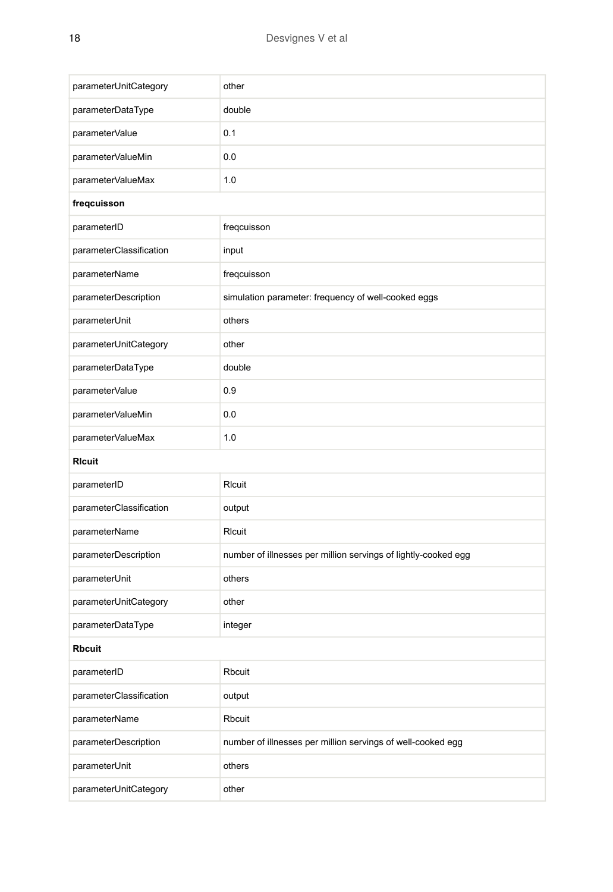| | |
|---|---|
| parameterUnitCategory | other |
| parameterDataType | double |
| parameterValue | 0.1 |
| parameterValueMin | 0.0 |
| parameterValueMax | 1.0 |
| **freqcuisson** | |
| parameterID | freqcuisson |
| parameterClassification | input |
| parameterName | freqcuisson |
| parameterDescription | simulation parameter: frequency of well-cooked eggs |
| parameterUnit | others |
| parameterUnitCategory | other |
| parameterDataType | double |
| parameterValue | 0.9 |
| parameterValueMin | 0.0 |
| parameterValueMax | 1.0 |
| **Rlcuit** | |
| parameterID | Rlcuit |
| parameterClassification | output |
| parameterName | Rlcuit |
| parameterDescription | number of illnesses per million servings of lightly-cooked egg |
| parameterUnit | others |
| parameterUnitCategory | other |
| parameterDataType | integer |
| **Rbcuit** | |
| parameterID | Rbcuit |
| parameterClassification | output |
| parameterName | Rbcuit |
| parameterDescription | number of illnesses per million servings of well-cooked egg |
| parameterUnit | others |
| parameterUnitCategory | other |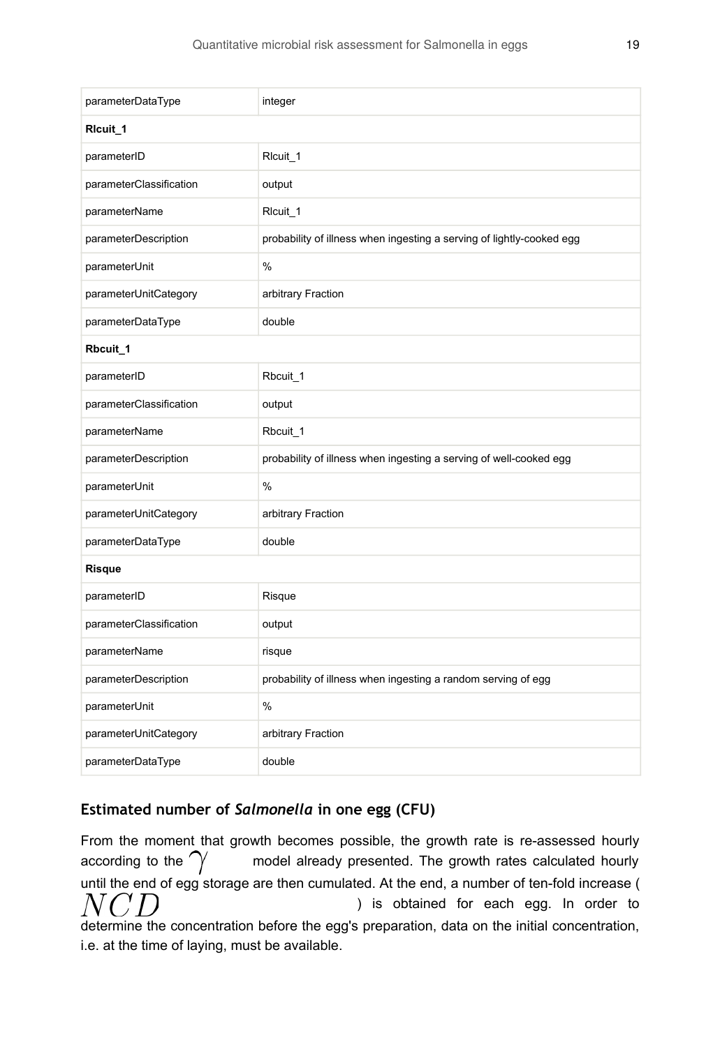| | |
|---|---|
| parameterDataType | integer |
| **Rlcuit_1** | |
| parameterID | Rlcuit_1 |
| parameterClassification | output |
| parameterName | Rlcuit_1 |
| parameterDescription | probability of illness when ingesting a serving of lightly-cooked egg |
| parameterUnit | % |
| parameterUnitCategory | arbitrary Fraction |
| parameterDataType | double |
| **Rbcuit_1** | |
| parameterID | Rbcuit_1 |
| parameterClassification | output |
| parameterName | Rbcuit_1 |
| parameterDescription | probability of illness when ingesting a serving of well-cooked egg |
| parameterUnit | % |
| parameterUnitCategory | arbitrary Fraction |
| parameterDataType | double |
| **Risque** | |
| parameterID | Risque |
| parameterClassification | output |
| parameterName | risque |
| parameterDescription | probability of illness when ingesting a random serving of egg |
| parameterUnit | % |
| parameterUnitCategory | arbitrary Fraction |
| parameterDataType | double |

### Estimated number of *Salmonella* in one egg (CFU)

From the moment that growth becomes possible, the growth rate is re-assessed hourly according to the $\gamma$ model already presented. The growth rates calculated hourly until the end of egg storage are then cumulated. At the end, a number of ten-fold increase ( $NCD$ ) is obtained for each egg. In order to determine the concentration before the egg's preparation, data on the initial concentration, i.e. at the time of laying, must be available.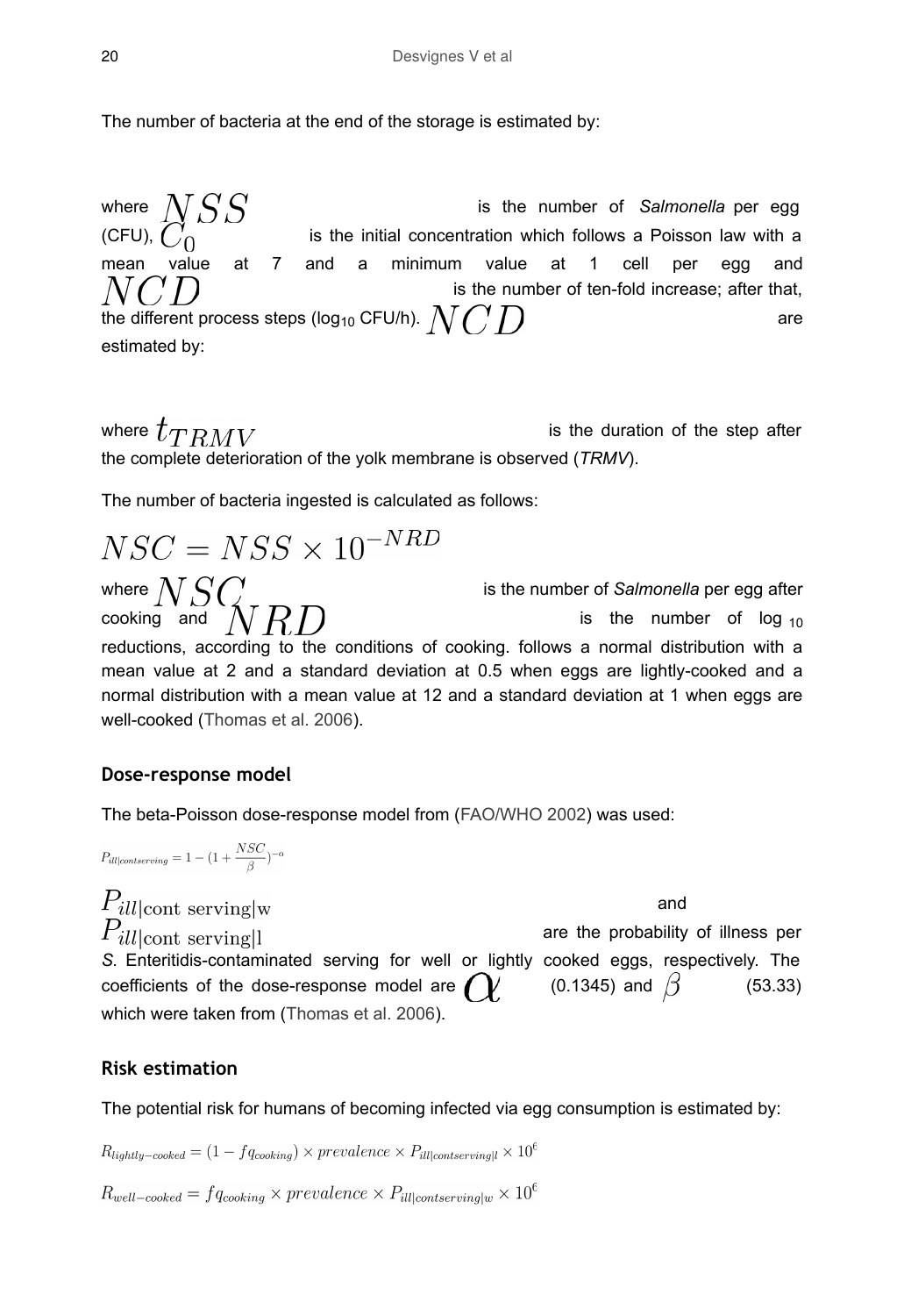The number of bacteria at the end of the storage is estimated by:

where $NSS$ is the number of *Salmonella* per egg (CFU), $C_0$ is the initial concentration which follows a Poisson law with a mean value at 7 and a minimum value at 1 cell per egg and $NCD$ is the number of ten-fold increase; after that, the different process steps ($\log_{10}$ CFU/h). $NCD$ are estimated by:

where $t_{TRMV}$ is the duration of the step after the complete deterioration of the yolk membrane is observed (*TRMV*).

The number of bacteria ingested is calculated as follows:

$$NSC = NSS \times 10^{-NRD}$$

where $NSC$ is the number of *Salmonella* per egg after cooking and $NRD$ is the number of $\log_{10}$ reductions, according to the conditions of cooking. follows a normal distribution with a mean value at 2 and a standard deviation at 0.5 when eggs are lightly-cooked and a normal distribution with a mean value at 12 and a standard deviation at 1 when eggs are well-cooked (Thomas et al. 2006).

### Dose-response model

The beta-Poisson dose-response model from (FAO/WHO 2002) was used:

$$P_{ill|contserving} = 1 - (1 + \frac{NSC}{\beta})^{-\alpha}$$

$P_{ill|\text{cont serving}|\text{w}}$ and $P_{ill|\text{cont serving}|\text{l}}$ are the probability of illness per *S*. Enteritidis-contaminated serving for well or lightly cooked eggs, respectively. The coefficients of the dose-response model are $\alpha$ (0.1345) and $\beta$ (53.33) which were taken from (Thomas et al. 2006).

### Risk estimation

The potential risk for humans of becoming infected via egg consumption is estimated by:

$$R_{lightly-cooked} = (1 - fq_{cooking}) \times prevalence \times P_{ill|contserving|l} \times 10^6$$

$$R_{well-cooked} = fq_{cooking} \times prevalence \times P_{ill|contserving|w} \times 10^6$$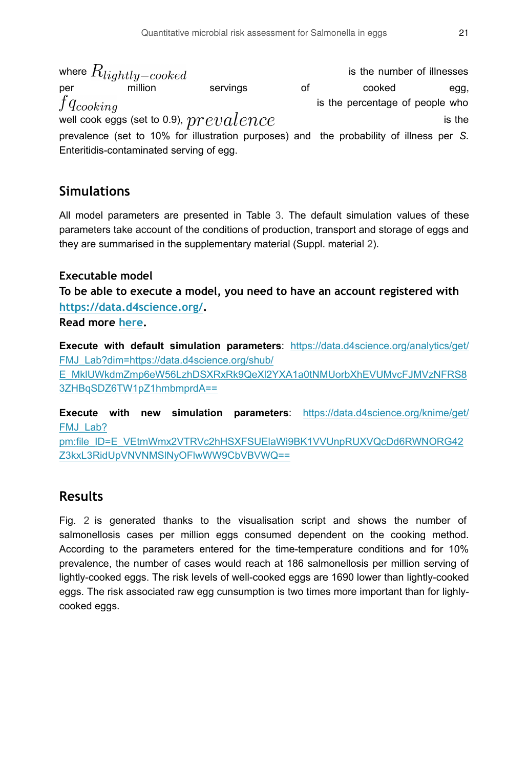where $R_{lightly-cooked}$ is the number of illnesses per million servings of cooked egg, $fq_{cooking}$ is the percentage of people who well cook eggs (set to 0.9), $prevalence$ is the prevalence (set to 10% for illustration purposes) and the probability of illness per *S.* Enteritidis-contaminated serving of egg.

## Simulations

All model parameters are presented in Table 3. The default simulation values of these parameters take account of the conditions of production, transport and storage of eggs and they are summarised in the supplementary material (Suppl. material 2).

### Executable model

**To be able to execute a model, you need to have an account registered with [https://data.d4science.org/](https://data.d4science.org/).**

**Read more here.**

**Execute with default simulation parameters**: [https://data.d4science.org/analytics/get/FMJ_Lab?dim=https://data.d4science.org/shub/E_MklUWkdmZmp6eW56LzhDSXRxRk9QeXl2YXA1a0tNMUorbXhEVUMvcFJMVzNFRS83ZHBqSDZ6TW1pZ1hmbmprdA==](https://data.d4science.org/analytics/get/FMJ_Lab?dim=https://data.d4science.org/shub/E_MklUWkdmZmp6eW56LzhDSXRxRk9QeXl2YXA1a0tNMUorbXhEVUMvcFJMVzNFRS83ZHBqSDZ6TW1pZ1hmbmprdA==)

**Execute with new simulation parameters**: [https://data.d4science.org/knime/get/FMJ_Lab?pm:file_ID=E_VEtmWmx2VTRVc2hHSXFSUElaWi9BK1VVUnpRUXVQcDd6RWNORG42Z3kxL3RidUpVNVNMSlNyOFlwWW9CbVBVWQ==](https://data.d4science.org/knime/get/FMJ_Lab?pm:file_ID=E_VEtmWmx2VTRVc2hHSXFSUElaWi9BK1VVUnpRUXVQcDd6RWNORG42Z3kxL3RidUpVNVNMSlNyOFlwWW9CbVBVWQ==)

## Results

Fig. 2 is generated thanks to the visualisation script and shows the number of salmonellosis cases per million eggs consumed dependent on the cooking method. According to the parameters entered for the time-temperature conditions and for 10% prevalence, the number of cases would reach at 186 salmonellosis per million serving of lightly-cooked eggs. The risk levels of well-cooked eggs are 1690 lower than lightly-cooked eggs. The risk associated raw egg cunsumption is two times more important than for lighly-cooked eggs.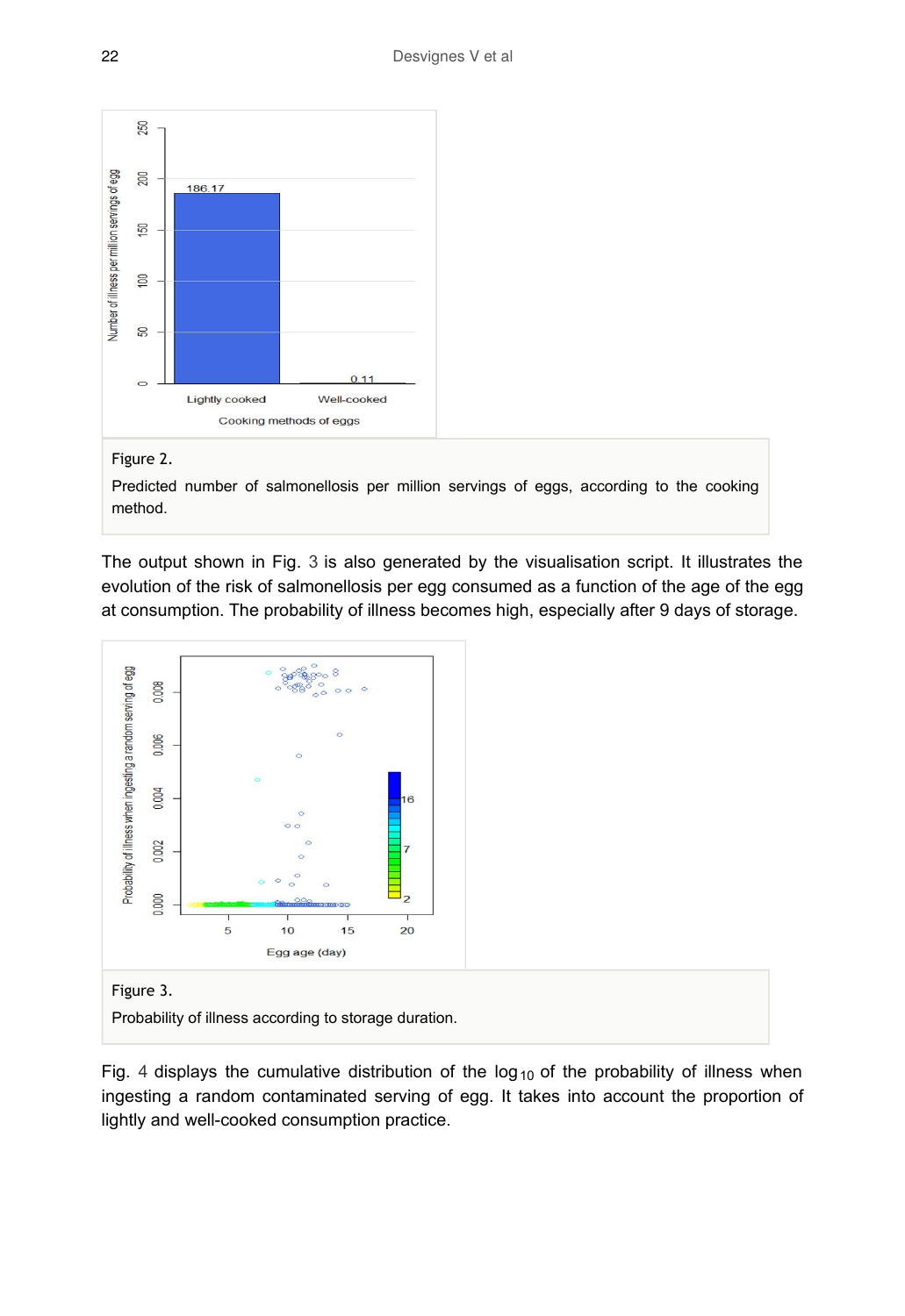Figure 2.

Predicted number of salmonellosis per million servings of eggs, according to the cooking method.

The output shown in Fig. 3 is also generated by the visualisation script. It illustrates the evolution of the risk of salmonellosis per egg consumed as a function of the age of the egg at consumption. The probability of illness becomes high, especially after 9 days of storage.

Figure 3.

Probability of illness according to storage duration.

Fig. 4 displays the cumulative distribution of the $\log_{10}$ of the probability of illness when ingesting a random contaminated serving of egg. It takes into account the proportion of lightly and well-cooked consumption practice.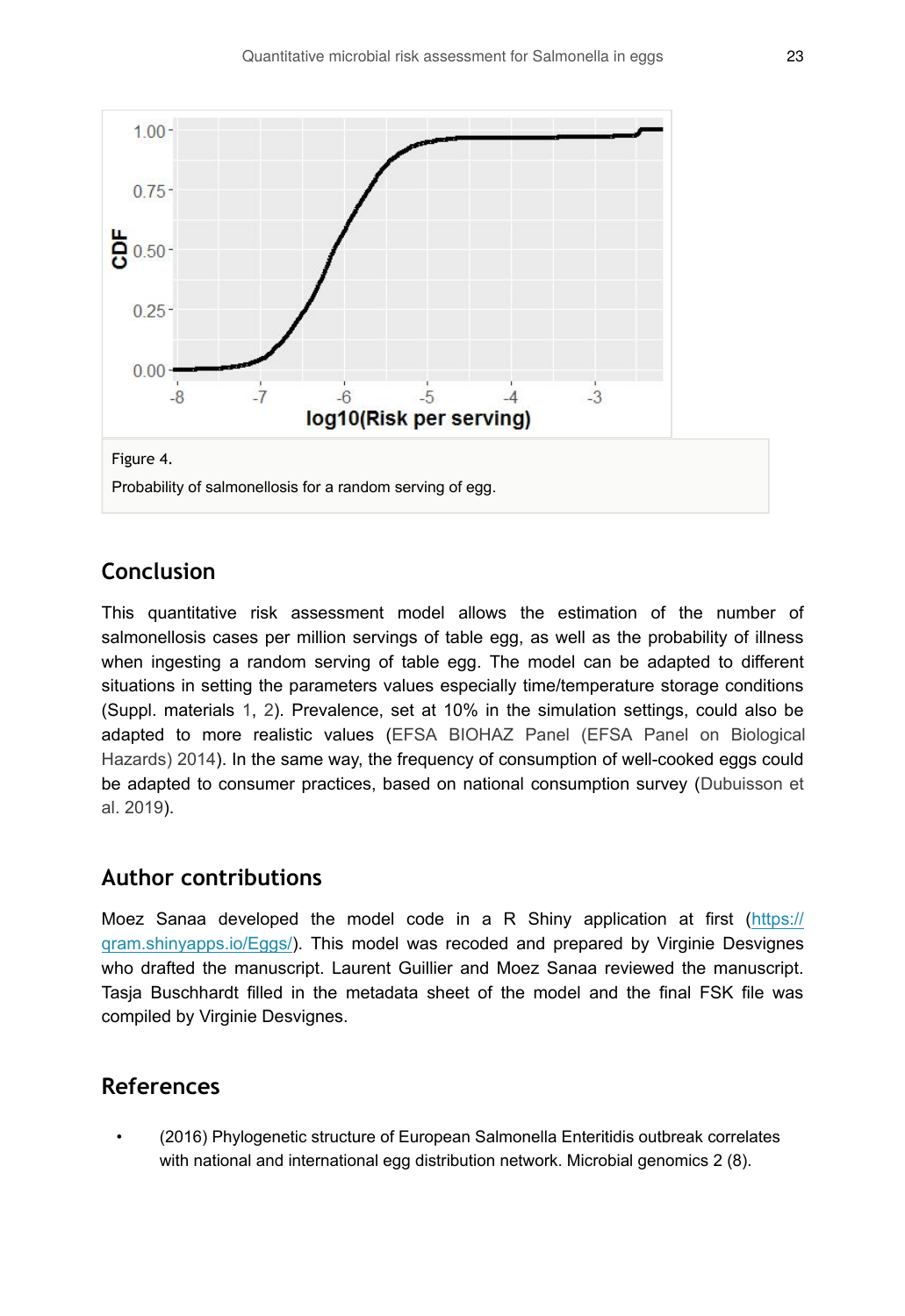Figure 4.

Probability of salmonellosis for a random serving of egg.

## Conclusion

This quantitative risk assessment model allows the estimation of the number of salmonellosis cases per million servings of table egg, as well as the probability of illness when ingesting a random serving of table egg. The model can be adapted to different situations in setting the parameters values especially time/temperature storage conditions (Suppl. materials 1, 2). Prevalence, set at 10% in the simulation settings, could also be adapted to more realistic values (EFSA BIOHAZ Panel (EFSA Panel on Biological Hazards) 2014). In the same way, the frequency of consumption of well-cooked eggs could be adapted to consumer practices, based on national consumption survey (Dubuisson et al. 2019).

## Author contributions

Moez Sanaa developed the model code in a R Shiny application at first (https://qram.shinyapps.io/Eggs/). This model was recoded and prepared by Virginie Desvignes who drafted the manuscript. Laurent Guillier and Moez Sanaa reviewed the manuscript. Tasja Buschhardt filled in the metadata sheet of the model and the final FSK file was compiled by Virginie Desvignes.

## References

- (2016) Phylogenetic structure of European Salmonella Enteritidis outbreak correlates with national and international egg distribution network. Microbial genomics 2 (8).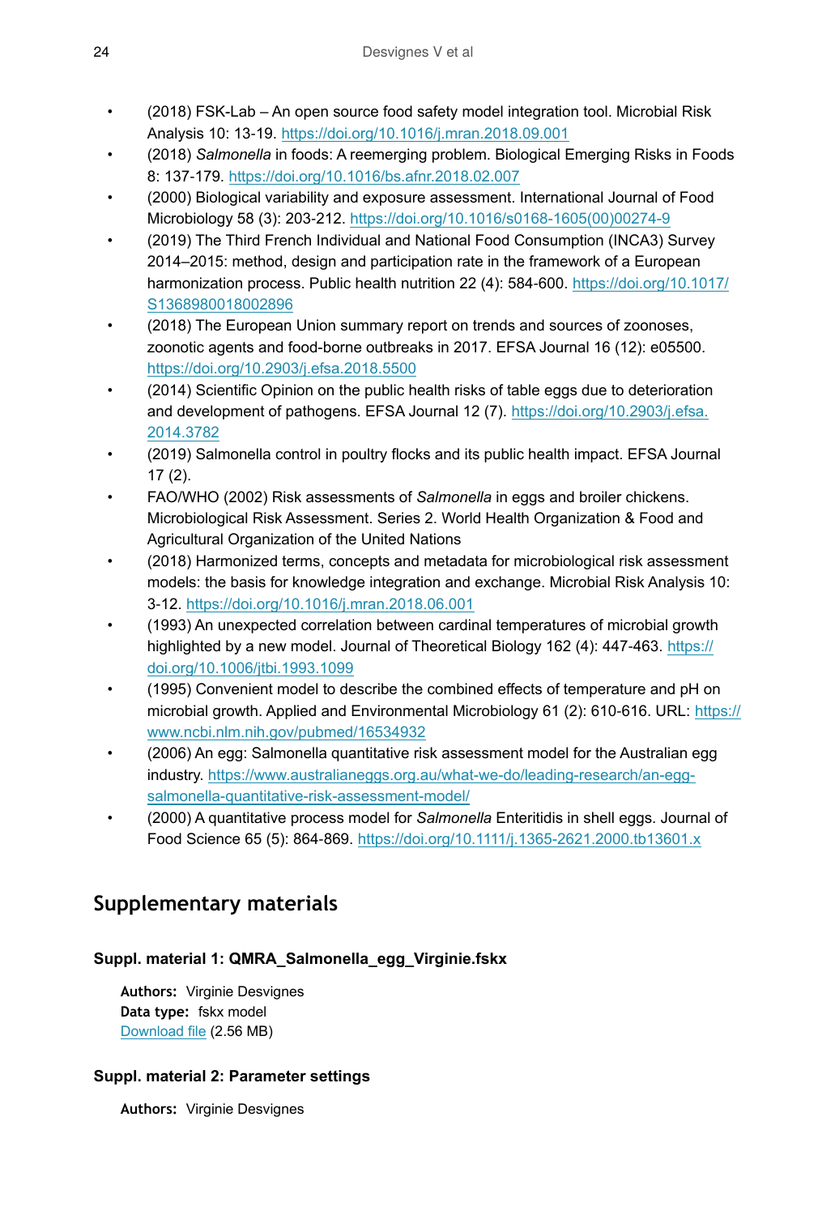- (2018) FSK-Lab – An open source food safety model integration tool. Microbial Risk Analysis 10: 13-19. https://doi.org/10.1016/j.mran.2018.09.001
- (2018) *Salmonella* in foods: A reemerging problem. Biological Emerging Risks in Foods 8: 137-179. https://doi.org/10.1016/bs.afnr.2018.02.007
- (2000) Biological variability and exposure assessment. International Journal of Food Microbiology 58 (3): 203-212. https://doi.org/10.1016/s0168-1605(00)00274-9
- (2019) The Third French Individual and National Food Consumption (INCA3) Survey 2014–2015: method, design and participation rate in the framework of a European harmonization process. Public health nutrition 22 (4): 584-600. https://doi.org/10.1017/S1368980018002896
- (2018) The European Union summary report on trends and sources of zoonoses, zoonotic agents and food-borne outbreaks in 2017. EFSA Journal 16 (12): e05500. https://doi.org/10.2903/j.efsa.2018.5500
- (2014) Scientific Opinion on the public health risks of table eggs due to deterioration and development of pathogens. EFSA Journal 12 (7). https://doi.org/10.2903/j.efsa.2014.3782
- (2019) Salmonella control in poultry flocks and its public health impact. EFSA Journal 17 (2).
- FAO/WHO (2002) Risk assessments of *Salmonella* in eggs and broiler chickens. Microbiological Risk Assessment. Series 2. World Health Organization & Food and Agricultural Organization of the United Nations
- (2018) Harmonized terms, concepts and metadata for microbiological risk assessment models: the basis for knowledge integration and exchange. Microbial Risk Analysis 10: 3-12. https://doi.org/10.1016/j.mran.2018.06.001
- (1993) An unexpected correlation between cardinal temperatures of microbial growth highlighted by a new model. Journal of Theoretical Biology 162 (4): 447-463. https://doi.org/10.1006/jtbi.1993.1099
- (1995) Convenient model to describe the combined effects of temperature and pH on microbial growth. Applied and Environmental Microbiology 61 (2): 610-616. URL: https://www.ncbi.nlm.nih.gov/pubmed/16534932
- (2006) An egg: Salmonella quantitative risk assessment model for the Australian egg industry. https://www.australianeggs.org.au/what-we-do/leading-research/an-egg-salmonella-quantitative-risk-assessment-model/
- (2000) A quantitative process model for *Salmonella* Enteritidis in shell eggs. Journal of Food Science 65 (5): 864-869. https://doi.org/10.1111/j.1365-2621.2000.tb13601.x

## Supplementary materials

### Suppl. material 1: QMRA_Salmonella_egg_Virginie.fskx

**Authors:** Virginie Desvignes
**Data type:** fskx model
Download file (2.56 MB)

### Suppl. material 2: Parameter settings

**Authors:** Virginie Desvignes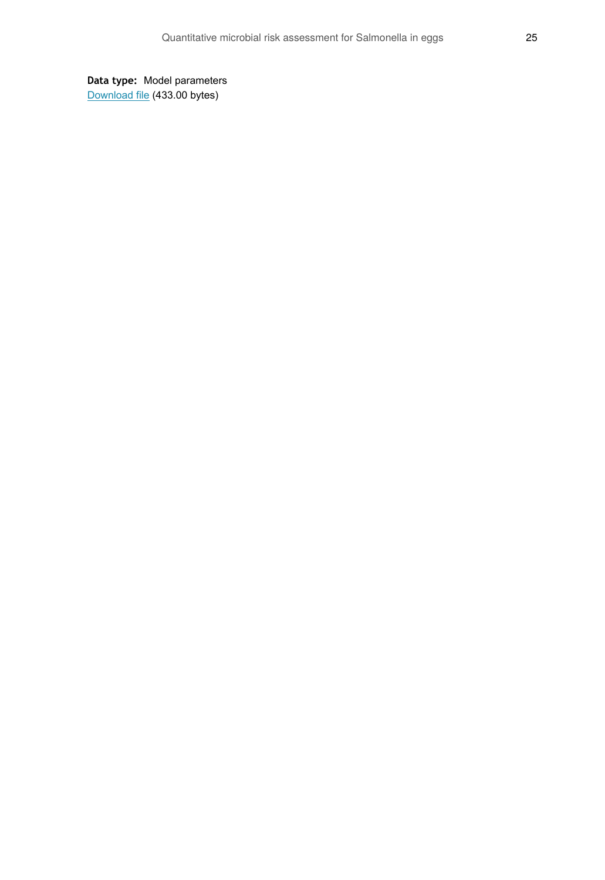**Data type:** Model parameters
Download file (433.00 bytes)